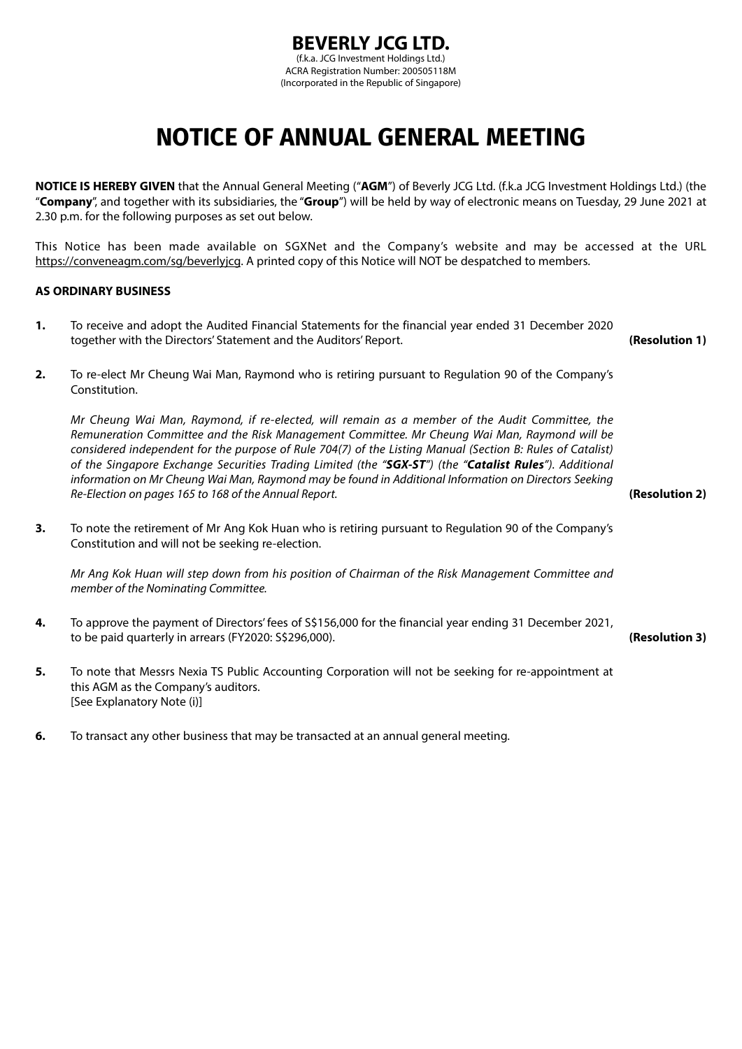# BEVERLY JCG LTD.

(f.k.a. JCG Investment Holdings Ltd.)
ACRA Registration Number: 200505118M
(Incorporated in the Republic of Singapore)

# NOTICE OF ANNUAL GENERAL MEETING

**NOTICE IS HEREBY GIVEN** that the Annual General Meeting ("**AGM**") of Beverly JCG Ltd. (f.k.a JCG Investment Holdings Ltd.) (the "**Company**", and together with its subsidiaries, the "**Group**") will be held by way of electronic means on Tuesday, 29 June 2021 at 2.30 p.m. for the following purposes as set out below.

This Notice has been made available on SGXNet and the Company's website and may be accessed at the URL https://conveneagm.com/sg/beverlyjcg. A printed copy of this Notice will NOT be despatched to members.

**AS ORDINARY BUSINESS**

**1.** To receive and adopt the Audited Financial Statements for the financial year ended 31 December 2020 together with the Directors' Statement and the Auditors' Report. **(Resolution 1)**

**2.** To re-elect Mr Cheung Wai Man, Raymond who is retiring pursuant to Regulation 90 of the Company's Constitution.

*Mr Cheung Wai Man, Raymond, if re-elected, will remain as a member of the Audit Committee, the Remuneration Committee and the Risk Management Committee. Mr Cheung Wai Man, Raymond will be considered independent for the purpose of Rule 704(7) of the Listing Manual (Section B: Rules of Catalist) of the Singapore Exchange Securities Trading Limited (the "**SGX-ST**") (the "**Catalist Rules**"). Additional information on Mr Cheung Wai Man, Raymond may be found in Additional Information on Directors Seeking Re-Election on pages 165 to 168 of the Annual Report.* **(Resolution 2)**

**3.** To note the retirement of Mr Ang Kok Huan who is retiring pursuant to Regulation 90 of the Company's Constitution and will not be seeking re-election.

*Mr Ang Kok Huan will step down from his position of Chairman of the Risk Management Committee and member of the Nominating Committee.*

**4.** To approve the payment of Directors' fees of S$156,000 for the financial year ending 31 December 2021, to be paid quarterly in arrears (FY2020: S$296,000). **(Resolution 3)**

**5.** To note that Messrs Nexia TS Public Accounting Corporation will not be seeking for re-appointment at this AGM as the Company's auditors.
[See Explanatory Note (i)]

**6.** To transact any other business that may be transacted at an annual general meeting.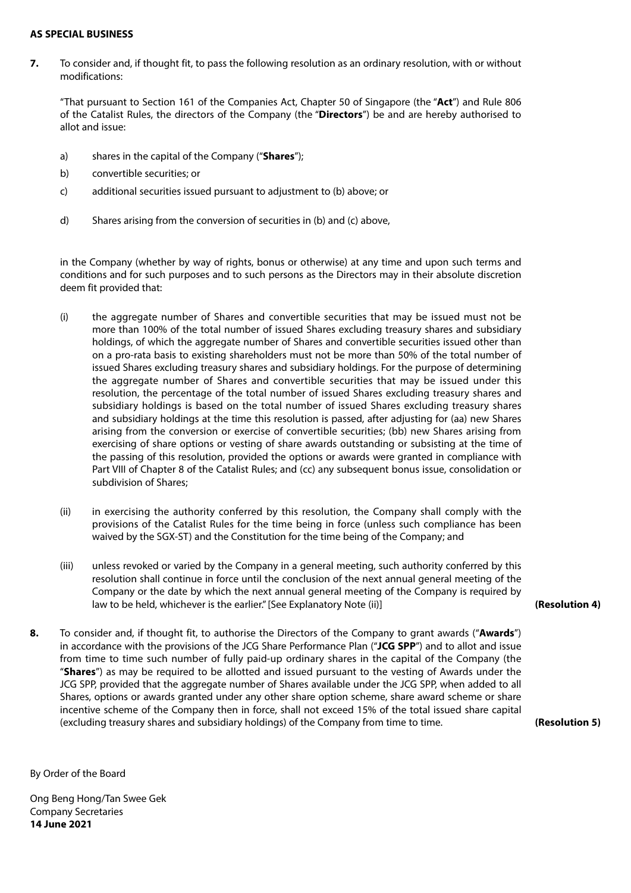**AS SPECIAL BUSINESS**

**7.** To consider and, if thought fit, to pass the following resolution as an ordinary resolution, with or without modifications:

"That pursuant to Section 161 of the Companies Act, Chapter 50 of Singapore (the "**Act**") and Rule 806 of the Catalist Rules, the directors of the Company (the "**Directors**") be and are hereby authorised to allot and issue:

a) shares in the capital of the Company ("**Shares**");

b) convertible securities; or

c) additional securities issued pursuant to adjustment to (b) above; or

d) Shares arising from the conversion of securities in (b) and (c) above,

in the Company (whether by way of rights, bonus or otherwise) at any time and upon such terms and conditions and for such purposes and to such persons as the Directors may in their absolute discretion deem fit provided that:

(i) the aggregate number of Shares and convertible securities that may be issued must not be more than 100% of the total number of issued Shares excluding treasury shares and subsidiary holdings, of which the aggregate number of Shares and convertible securities issued other than on a pro-rata basis to existing shareholders must not be more than 50% of the total number of issued Shares excluding treasury shares and subsidiary holdings. For the purpose of determining the aggregate number of Shares and convertible securities that may be issued under this resolution, the percentage of the total number of issued Shares excluding treasury shares and subsidiary holdings is based on the total number of issued Shares excluding treasury shares and subsidiary holdings at the time this resolution is passed, after adjusting for (aa) new Shares arising from the conversion or exercise of convertible securities; (bb) new Shares arising from exercising of share options or vesting of share awards outstanding or subsisting at the time of the passing of this resolution, provided the options or awards were granted in compliance with Part VIII of Chapter 8 of the Catalist Rules; and (cc) any subsequent bonus issue, consolidation or subdivision of Shares;

(ii) in exercising the authority conferred by this resolution, the Company shall comply with the provisions of the Catalist Rules for the time being in force (unless such compliance has been waived by the SGX-ST) and the Constitution for the time being of the Company; and

(iii) unless revoked or varied by the Company in a general meeting, such authority conferred by this resolution shall continue in force until the conclusion of the next annual general meeting of the Company or the date by which the next annual general meeting of the Company is required by law to be held, whichever is the earlier." [See Explanatory Note (ii)] **(Resolution 4)**

**8.** To consider and, if thought fit, to authorise the Directors of the Company to grant awards ("**Awards**") in accordance with the provisions of the JCG Share Performance Plan ("**JCG SPP**") and to allot and issue from time to time such number of fully paid-up ordinary shares in the capital of the Company (the "**Shares**") as may be required to be allotted and issued pursuant to the vesting of Awards under the JCG SPP, provided that the aggregate number of Shares available under the JCG SPP, when added to all Shares, options or awards granted under any other share option scheme, share award scheme or share incentive scheme of the Company then in force, shall not exceed 15% of the total issued share capital (excluding treasury shares and subsidiary holdings) of the Company from time to time. **(Resolution 5)**

By Order of the Board

Ong Beng Hong/Tan Swee Gek
Company Secretaries
**14 June 2021**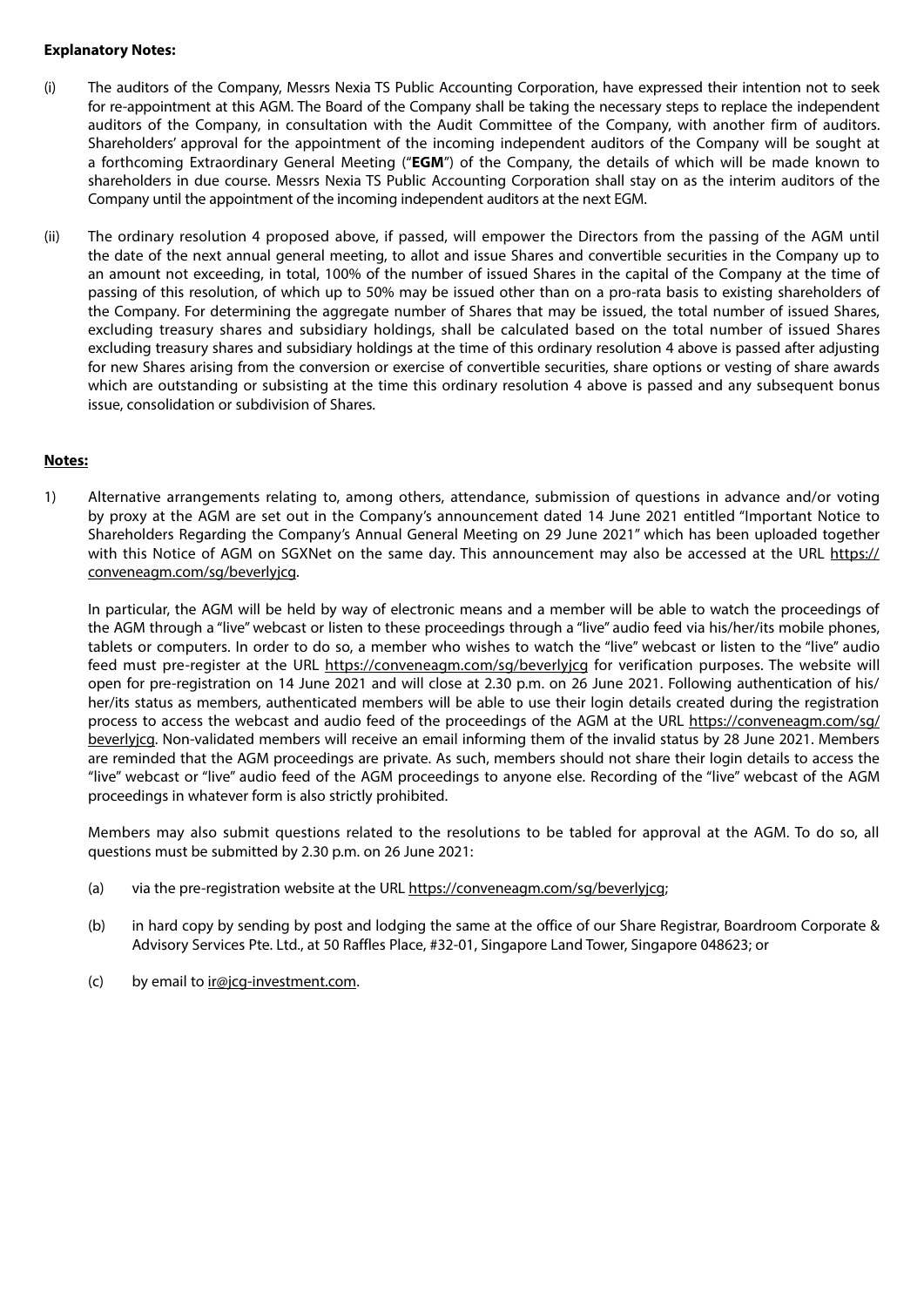**Explanatory Notes:**

(i) The auditors of the Company, Messrs Nexia TS Public Accounting Corporation, have expressed their intention not to seek for re-appointment at this AGM. The Board of the Company shall be taking the necessary steps to replace the independent auditors of the Company, in consultation with the Audit Committee of the Company, with another firm of auditors. Shareholders' approval for the appointment of the incoming independent auditors of the Company will be sought at a forthcoming Extraordinary General Meeting ("**EGM**") of the Company, the details of which will be made known to shareholders in due course. Messrs Nexia TS Public Accounting Corporation shall stay on as the interim auditors of the Company until the appointment of the incoming independent auditors at the next EGM.

(ii) The ordinary resolution 4 proposed above, if passed, will empower the Directors from the passing of the AGM until the date of the next annual general meeting, to allot and issue Shares and convertible securities in the Company up to an amount not exceeding, in total, 100% of the number of issued Shares in the capital of the Company at the time of passing of this resolution, of which up to 50% may be issued other than on a pro-rata basis to existing shareholders of the Company. For determining the aggregate number of Shares that may be issued, the total number of issued Shares, excluding treasury shares and subsidiary holdings, shall be calculated based on the total number of issued Shares excluding treasury shares and subsidiary holdings at the time of this ordinary resolution 4 above is passed after adjusting for new Shares arising from the conversion or exercise of convertible securities, share options or vesting of share awards which are outstanding or subsisting at the time this ordinary resolution 4 above is passed and any subsequent bonus issue, consolidation or subdivision of Shares.

**Notes:**

1) Alternative arrangements relating to, among others, attendance, submission of questions in advance and/or voting by proxy at the AGM are set out in the Company's announcement dated 14 June 2021 entitled "Important Notice to Shareholders Regarding the Company's Annual General Meeting on 29 June 2021" which has been uploaded together with this Notice of AGM on SGXNet on the same day. This announcement may also be accessed at the URL https://conveneagm.com/sg/beverlyjcg.

   In particular, the AGM will be held by way of electronic means and a member will be able to watch the proceedings of the AGM through a "live" webcast or listen to these proceedings through a "live" audio feed via his/her/its mobile phones, tablets or computers. In order to do so, a member who wishes to watch the "live" webcast or listen to the "live" audio feed must pre-register at the URL https://conveneagm.com/sg/beverlyjcg for verification purposes. The website will open for pre-registration on 14 June 2021 and will close at 2.30 p.m. on 26 June 2021. Following authentication of his/her/its status as members, authenticated members will be able to use their login details created during the registration process to access the webcast and audio feed of the proceedings of the AGM at the URL https://conveneagm.com/sg/beverlyjcg. Non-validated members will receive an email informing them of the invalid status by 28 June 2021. Members are reminded that the AGM proceedings are private. As such, members should not share their login details to access the "live" webcast or "live" audio feed of the AGM proceedings to anyone else. Recording of the "live" webcast of the AGM proceedings in whatever form is also strictly prohibited.

   Members may also submit questions related to the resolutions to be tabled for approval at the AGM. To do so, all questions must be submitted by 2.30 p.m. on 26 June 2021:

   (a) via the pre-registration website at the URL https://conveneagm.com/sg/beverlyjcg;

   (b) in hard copy by sending by post and lodging the same at the office of our Share Registrar, Boardroom Corporate & Advisory Services Pte. Ltd., at 50 Raffles Place, #32-01, Singapore Land Tower, Singapore 048623; or

   (c) by email to ir@jcg-investment.com.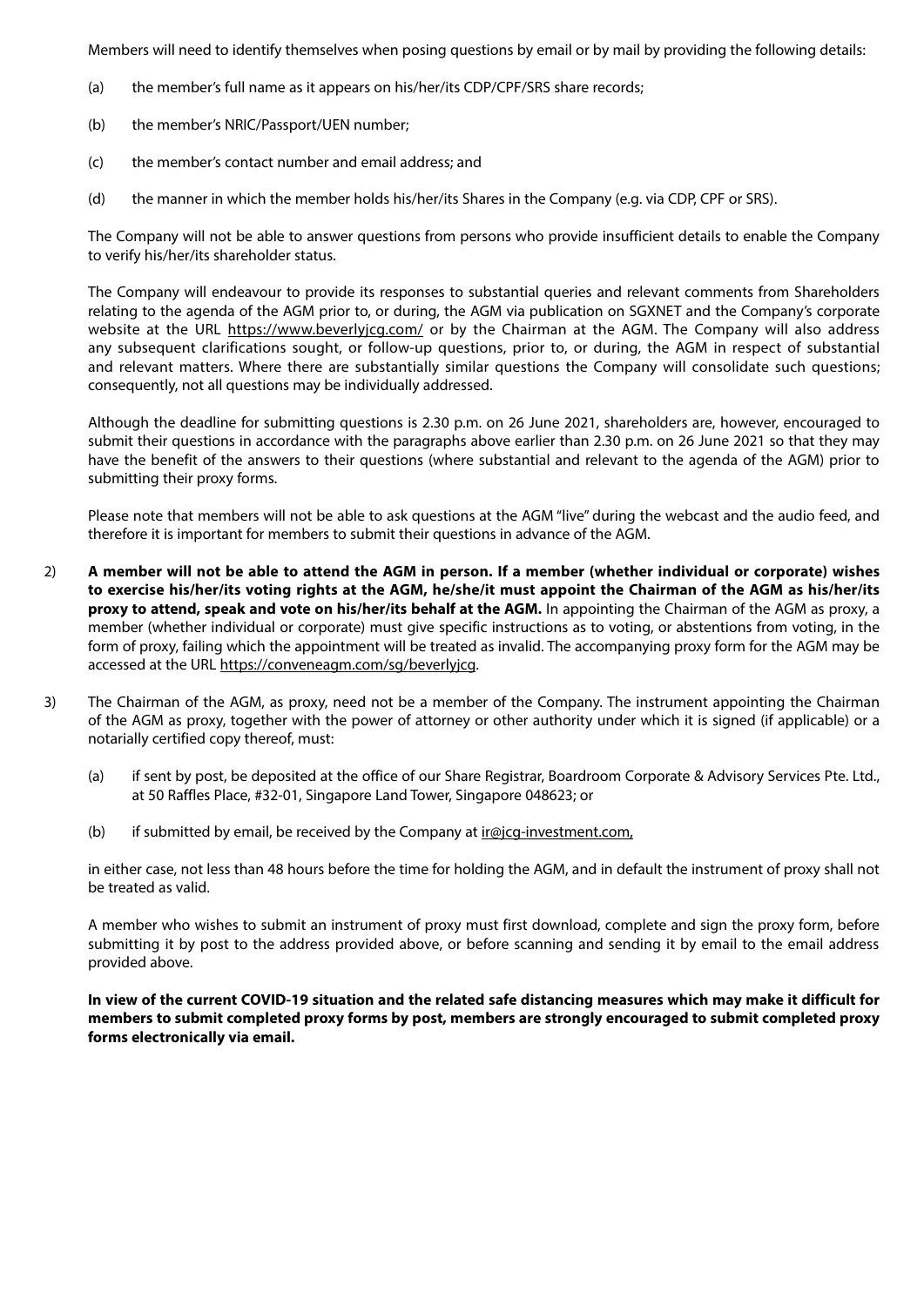Members will need to identify themselves when posing questions by email or by mail by providing the following details:

(a) the member's full name as it appears on his/her/its CDP/CPF/SRS share records;

(b) the member's NRIC/Passport/UEN number;

(c) the member's contact number and email address; and

(d) the manner in which the member holds his/her/its Shares in the Company (e.g. via CDP, CPF or SRS).

The Company will not be able to answer questions from persons who provide insufficient details to enable the Company to verify his/her/its shareholder status.

The Company will endeavour to provide its responses to substantial queries and relevant comments from Shareholders relating to the agenda of the AGM prior to, or during, the AGM via publication on SGXNET and the Company's corporate website at the URL https://www.beverlyjcg.com/ or by the Chairman at the AGM. The Company will also address any subsequent clarifications sought, or follow-up questions, prior to, or during, the AGM in respect of substantial and relevant matters. Where there are substantially similar questions the Company will consolidate such questions; consequently, not all questions may be individually addressed.

Although the deadline for submitting questions is 2.30 p.m. on 26 June 2021, shareholders are, however, encouraged to submit their questions in accordance with the paragraphs above earlier than 2.30 p.m. on 26 June 2021 so that they may have the benefit of the answers to their questions (where substantial and relevant to the agenda of the AGM) prior to submitting their proxy forms.

Please note that members will not be able to ask questions at the AGM "live" during the webcast and the audio feed, and therefore it is important for members to submit their questions in advance of the AGM.

2) **A member will not be able to attend the AGM in person. If a member (whether individual or corporate) wishes to exercise his/her/its voting rights at the AGM, he/she/it must appoint the Chairman of the AGM as his/her/its proxy to attend, speak and vote on his/her/its behalf at the AGM.** In appointing the Chairman of the AGM as proxy, a member (whether individual or corporate) must give specific instructions as to voting, or abstentions from voting, in the form of proxy, failing which the appointment will be treated as invalid. The accompanying proxy form for the AGM may be accessed at the URL https://conveneagm.com/sg/beverlyjcg.

3) The Chairman of the AGM, as proxy, need not be a member of the Company. The instrument appointing the Chairman of the AGM as proxy, together with the power of attorney or other authority under which it is signed (if applicable) or a notarially certified copy thereof, must:

   (a) if sent by post, be deposited at the office of our Share Registrar, Boardroom Corporate & Advisory Services Pte. Ltd., at 50 Raffles Place, #32-01, Singapore Land Tower, Singapore 048623; or

   (b) if submitted by email, be received by the Company at ir@jcg-investment.com,

   in either case, not less than 48 hours before the time for holding the AGM, and in default the instrument of proxy shall not be treated as valid.

   A member who wishes to submit an instrument of proxy must first download, complete and sign the proxy form, before submitting it by post to the address provided above, or before scanning and sending it by email to the email address provided above.

   **In view of the current COVID-19 situation and the related safe distancing measures which may make it difficult for members to submit completed proxy forms by post, members are strongly encouraged to submit completed proxy forms electronically via email.**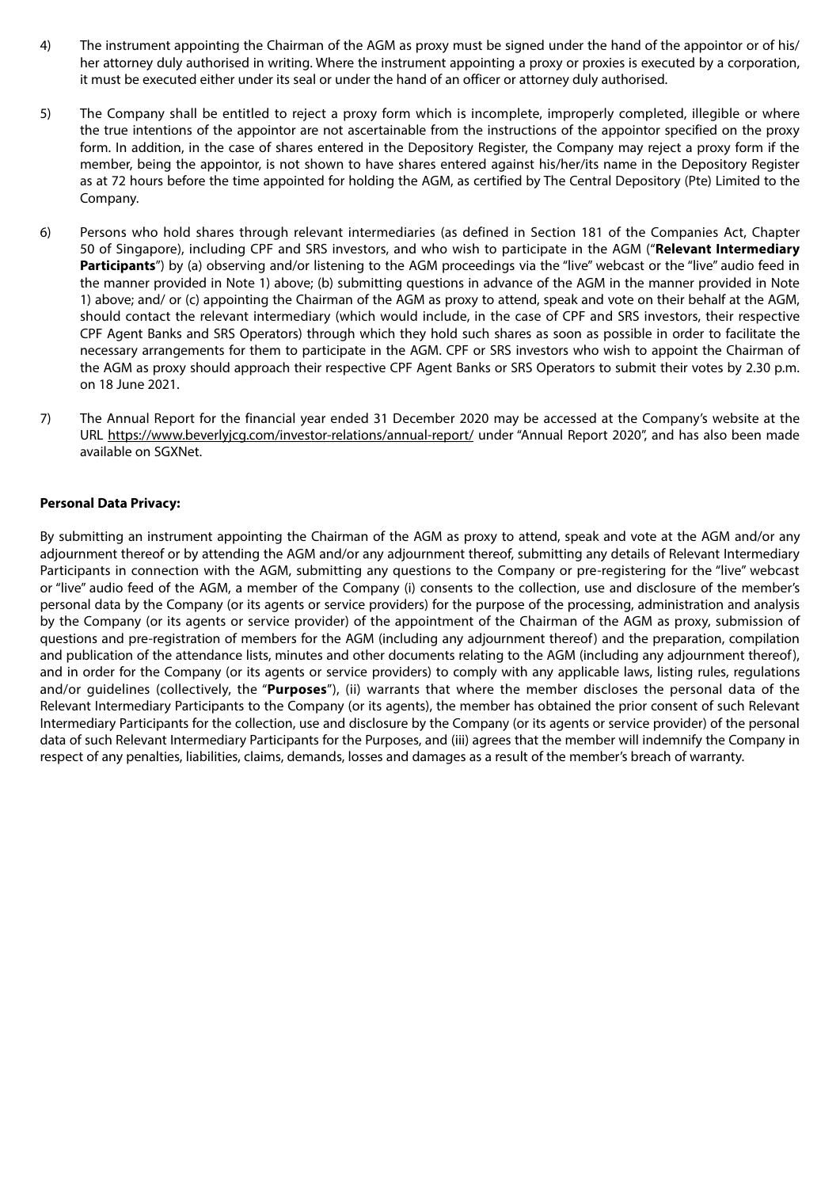4) The instrument appointing the Chairman of the AGM as proxy must be signed under the hand of the appointor or of his/her attorney duly authorised in writing. Where the instrument appointing a proxy or proxies is executed by a corporation, it must be executed either under its seal or under the hand of an officer or attorney duly authorised.

5) The Company shall be entitled to reject a proxy form which is incomplete, improperly completed, illegible or where the true intentions of the appointor are not ascertainable from the instructions of the appointor specified on the proxy form. In addition, in the case of shares entered in the Depository Register, the Company may reject a proxy form if the member, being the appointor, is not shown to have shares entered against his/her/its name in the Depository Register as at 72 hours before the time appointed for holding the AGM, as certified by The Central Depository (Pte) Limited to the Company.

6) Persons who hold shares through relevant intermediaries (as defined in Section 181 of the Companies Act, Chapter 50 of Singapore), including CPF and SRS investors, and who wish to participate in the AGM ("**Relevant Intermediary Participants**") by (a) observing and/or listening to the AGM proceedings via the "live" webcast or the "live" audio feed in the manner provided in Note 1) above; (b) submitting questions in advance of the AGM in the manner provided in Note 1) above; and/ or (c) appointing the Chairman of the AGM as proxy to attend, speak and vote on their behalf at the AGM, should contact the relevant intermediary (which would include, in the case of CPF and SRS investors, their respective CPF Agent Banks and SRS Operators) through which they hold such shares as soon as possible in order to facilitate the necessary arrangements for them to participate in the AGM. CPF or SRS investors who wish to appoint the Chairman of the AGM as proxy should approach their respective CPF Agent Banks or SRS Operators to submit their votes by 2.30 p.m. on 18 June 2021.

7) The Annual Report for the financial year ended 31 December 2020 may be accessed at the Company's website at the URL https://www.beverlyjcg.com/investor-relations/annual-report/ under "Annual Report 2020", and has also been made available on SGXNet.

**Personal Data Privacy:**

By submitting an instrument appointing the Chairman of the AGM as proxy to attend, speak and vote at the AGM and/or any adjournment thereof or by attending the AGM and/or any adjournment thereof, submitting any details of Relevant Intermediary Participants in connection with the AGM, submitting any questions to the Company or pre-registering for the "live" webcast or "live" audio feed of the AGM, a member of the Company (i) consents to the collection, use and disclosure of the member's personal data by the Company (or its agents or service providers) for the purpose of the processing, administration and analysis by the Company (or its agents or service provider) of the appointment of the Chairman of the AGM as proxy, submission of questions and pre-registration of members for the AGM (including any adjournment thereof) and the preparation, compilation and publication of the attendance lists, minutes and other documents relating to the AGM (including any adjournment thereof), and in order for the Company (or its agents or service providers) to comply with any applicable laws, listing rules, regulations and/or guidelines (collectively, the "**Purposes**"), (ii) warrants that where the member discloses the personal data of the Relevant Intermediary Participants to the Company (or its agents), the member has obtained the prior consent of such Relevant Intermediary Participants for the collection, use and disclosure by the Company (or its agents or service provider) of the personal data of such Relevant Intermediary Participants for the Purposes, and (iii) agrees that the member will indemnify the Company in respect of any penalties, liabilities, claims, demands, losses and damages as a result of the member's breach of warranty.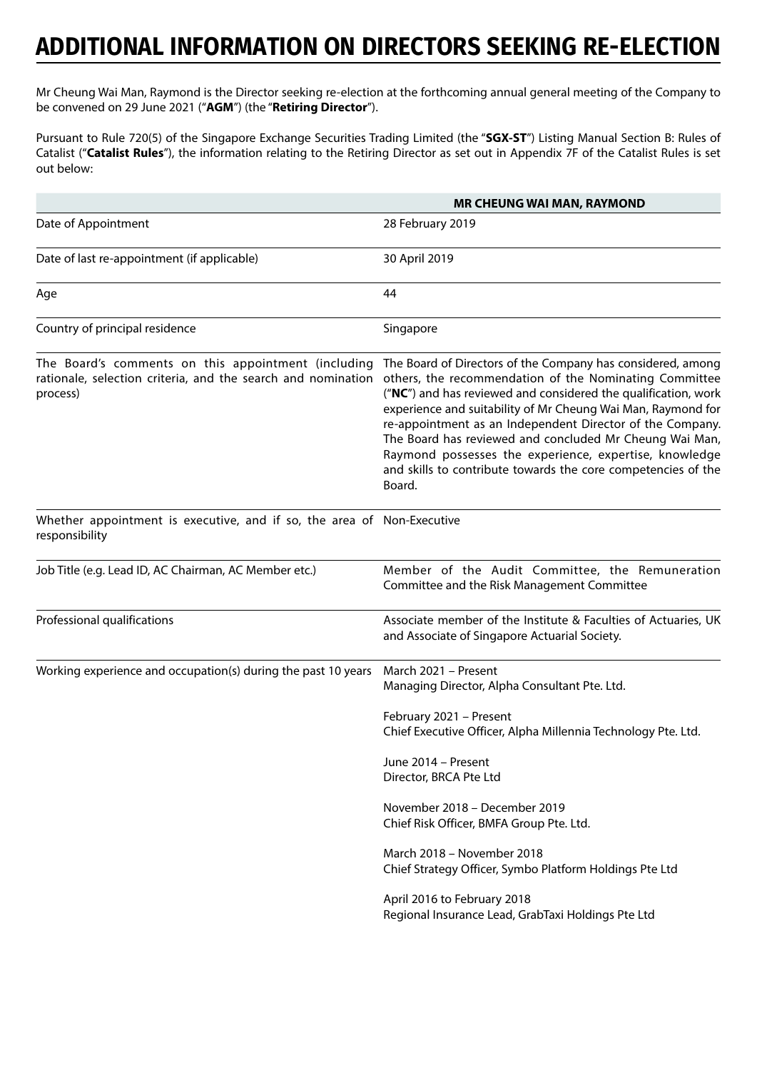# ADDITIONAL INFORMATION ON DIRECTORS SEEKING RE-ELECTION

Mr Cheung Wai Man, Raymond is the Director seeking re-election at the forthcoming annual general meeting of the Company to be convened on 29 June 2021 ("**AGM**") (the "**Retiring Director**").

Pursuant to Rule 720(5) of the Singapore Exchange Securities Trading Limited (the "**SGX-ST**") Listing Manual Section B: Rules of Catalist ("**Catalist Rules**"), the information relating to the Retiring Director as set out in Appendix 7F of the Catalist Rules is set out below:

| | **MR CHEUNG WAI MAN, RAYMOND** |
|---|---|
| Date of Appointment | 28 February 2019 |
| Date of last re-appointment (if applicable) | 30 April 2019 |
| Age | 44 |
| Country of principal residence | Singapore |
| The Board's comments on this appointment (including rationale, selection criteria, and the search and nomination process) | The Board of Directors of the Company has considered, among others, the recommendation of the Nominating Committee ("**NC**") and has reviewed and considered the qualification, work experience and suitability of Mr Cheung Wai Man, Raymond for re-appointment as an Independent Director of the Company. The Board has reviewed and concluded Mr Cheung Wai Man, Raymond possesses the experience, expertise, knowledge and skills to contribute towards the core competencies of the Board. |
| Whether appointment is executive, and if so, the area of responsibility | Non-Executive |
| Job Title (e.g. Lead ID, AC Chairman, AC Member etc.) | Member of the Audit Committee, the Remuneration Committee and the Risk Management Committee |
| Professional qualifications | Associate member of the Institute & Faculties of Actuaries, UK and Associate of Singapore Actuarial Society. |
| Working experience and occupation(s) during the past 10 years | March 2021 – Present<br>Managing Director, Alpha Consultant Pte. Ltd.<br><br>February 2021 – Present<br>Chief Executive Officer, Alpha Millennia Technology Pte. Ltd.<br><br>June 2014 – Present<br>Director, BRCA Pte Ltd<br><br>November 2018 – December 2019<br>Chief Risk Officer, BMFA Group Pte. Ltd.<br><br>March 2018 – November 2018<br>Chief Strategy Officer, Symbo Platform Holdings Pte Ltd<br><br>April 2016 to February 2018<br>Regional Insurance Lead, GrabTaxi Holdings Pte Ltd |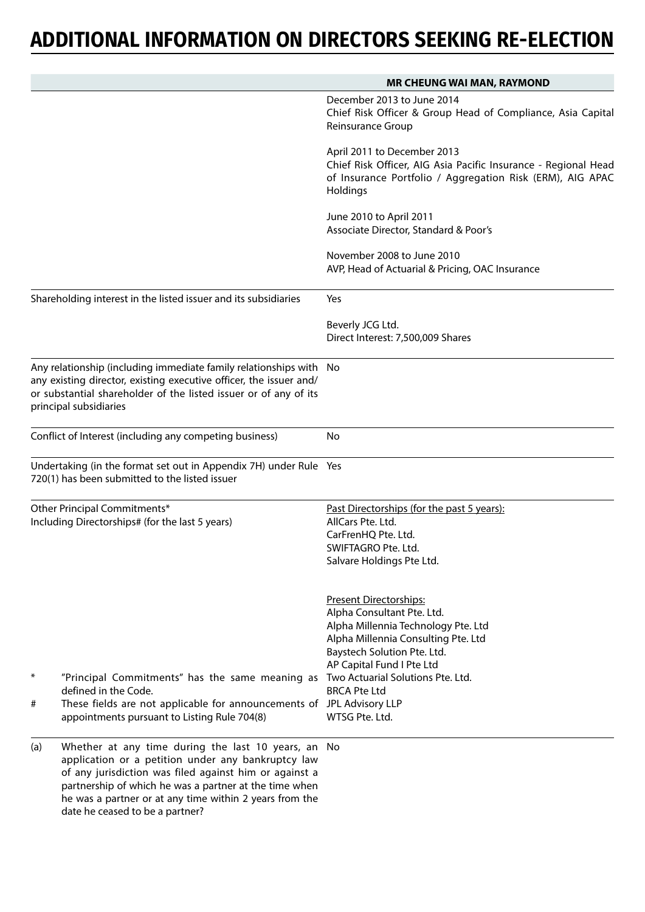# ADDITIONAL INFORMATION ON DIRECTORS SEEKING RE-ELECTION

| | MR CHEUNG WAI MAN, RAYMOND |
|---|---|
| | December 2013 to June 2014<br>Chief Risk Officer & Group Head of Compliance, Asia Capital Reinsurance Group<br><br>April 2011 to December 2013<br>Chief Risk Officer, AIG Asia Pacific Insurance - Regional Head of Insurance Portfolio / Aggregation Risk (ERM), AIG APAC Holdings<br><br>June 2010 to April 2011<br>Associate Director, Standard & Poor's<br><br>November 2008 to June 2010<br>AVP, Head of Actuarial & Pricing, OAC Insurance |
| Shareholding interest in the listed issuer and its subsidiaries | Yes<br><br>Beverly JCG Ltd.<br>Direct Interest: 7,500,009 Shares |
| Any relationship (including immediate family relationships with any existing director, existing executive officer, the issuer and/ or substantial shareholder of the listed issuer or of any of its principal subsidiaries | No |
| Conflict of Interest (including any competing business) | No |
| Undertaking (in the format set out in Appendix 7H) under Rule 720(1) has been submitted to the listed issuer | Yes |
| Other Principal Commitments*<br>Including Directorships# (for the last 5 years)<br><br>* "Principal Commitments" has the same meaning as defined in the Code.<br># These fields are not applicable for announcements of appointments pursuant to Listing Rule 704(8) | Past Directorships (for the past 5 years):<br>AllCars Pte. Ltd.<br>CarFrenHQ Pte. Ltd.<br>SWIFTAGRO Pte. Ltd.<br>Salvare Holdings Pte Ltd.<br><br>Present Directorships:<br>Alpha Consultant Pte. Ltd.<br>Alpha Millennia Technology Pte. Ltd<br>Alpha Millennia Consulting Pte. Ltd<br>Baystech Solution Pte. Ltd.<br>AP Capital Fund I Pte Ltd<br>Two Actuarial Solutions Pte. Ltd.<br>BRCA Pte Ltd<br>JPL Advisory LLP<br>WTSG Pte. Ltd. |
| (a) Whether at any time during the last 10 years, an application or a petition under any bankruptcy law of any jurisdiction was filed against him or against a partnership of which he was a partner at the time when he was a partner or at any time within 2 years from the date he ceased to be a partner? | No |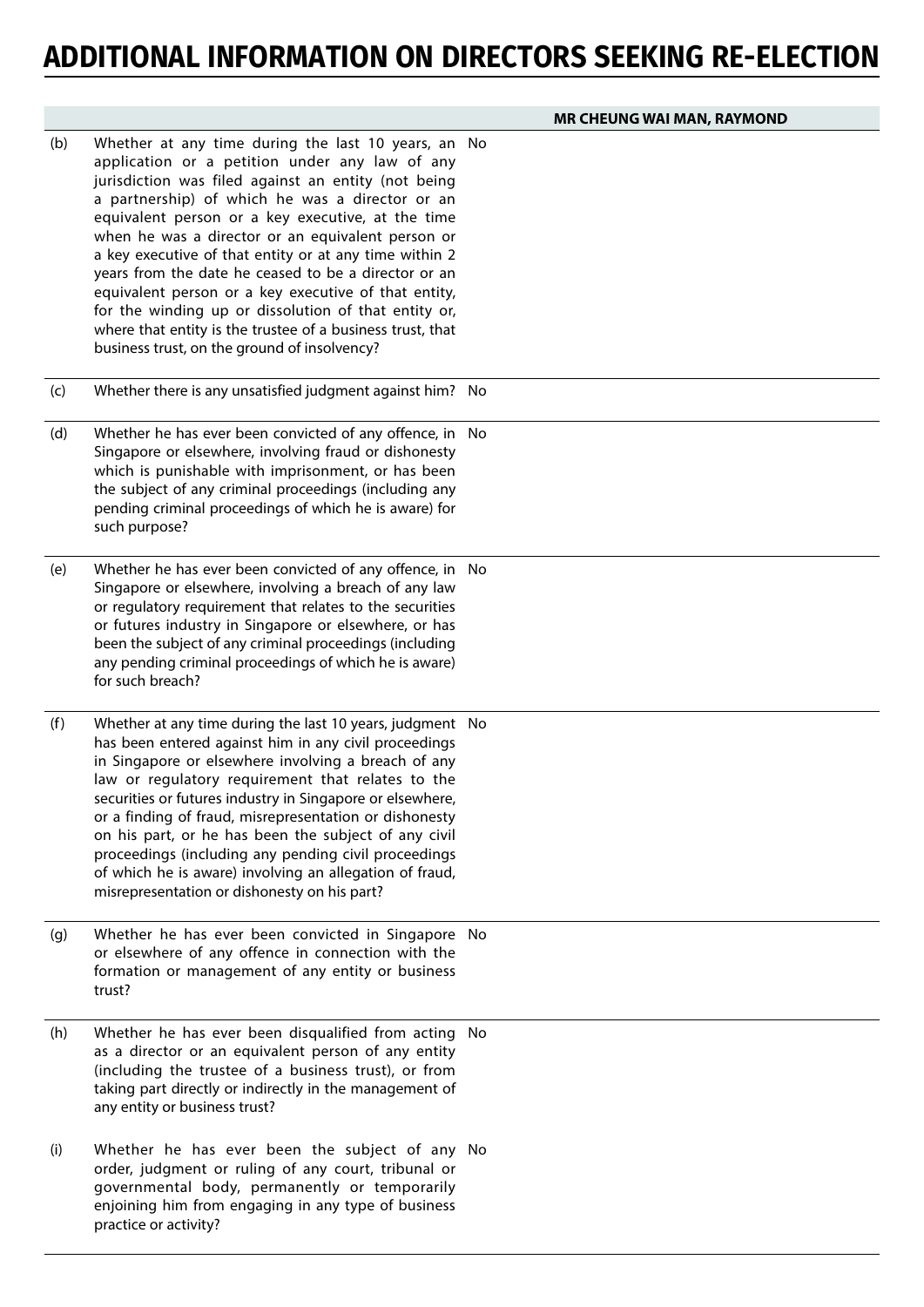# ADDITIONAL INFORMATION ON DIRECTORS SEEKING RE-ELECTION

| | | MR CHEUNG WAI MAN, RAYMOND |
|---|---|---|
| (b) | Whether at any time during the last 10 years, an application or a petition under any law of any jurisdiction was filed against an entity (not being a partnership) of which he was a director or an equivalent person or a key executive, at the time when he was a director or an equivalent person or a key executive of that entity or at any time within 2 years from the date he ceased to be a director or an equivalent person or a key executive of that entity, for the winding up or dissolution of that entity or, where that entity is the trustee of a business trust, that business trust, on the ground of insolvency? | No |
| (c) | Whether there is any unsatisfied judgment against him? | No |
| (d) | Whether he has ever been convicted of any offence, in Singapore or elsewhere, involving fraud or dishonesty which is punishable with imprisonment, or has been the subject of any criminal proceedings (including any pending criminal proceedings of which he is aware) for such purpose? | No |
| (e) | Whether he has ever been convicted of any offence, in Singapore or elsewhere, involving a breach of any law or regulatory requirement that relates to the securities or futures industry in Singapore or elsewhere, or has been the subject of any criminal proceedings (including any pending criminal proceedings of which he is aware) for such breach? | No |
| (f) | Whether at any time during the last 10 years, judgment has been entered against him in any civil proceedings in Singapore or elsewhere involving a breach of any law or regulatory requirement that relates to the securities or futures industry in Singapore or elsewhere, or a finding of fraud, misrepresentation or dishonesty on his part, or he has been the subject of any civil proceedings (including any pending civil proceedings of which he is aware) involving an allegation of fraud, misrepresentation or dishonesty on his part? | No |
| (g) | Whether he has ever been convicted in Singapore or elsewhere of any offence in connection with the formation or management of any entity or business trust? | No |
| (h) | Whether he has ever been disqualified from acting as a director or an equivalent person of any entity (including the trustee of a business trust), or from taking part directly or indirectly in the management of any entity or business trust? | No |
| (i) | Whether he has ever been the subject of any order, judgment or ruling of any court, tribunal or governmental body, permanently or temporarily enjoining him from engaging in any type of business practice or activity? | No |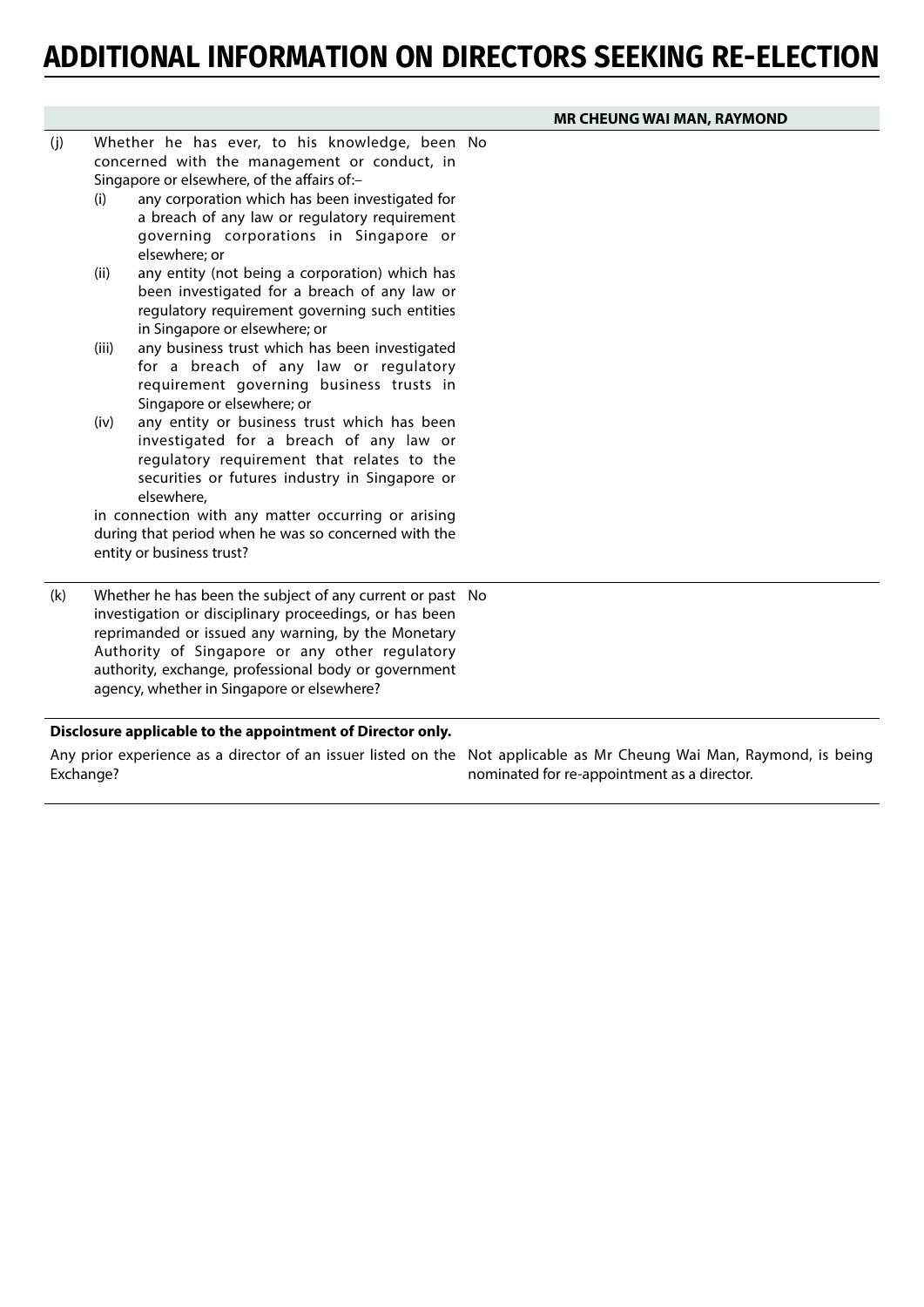# ADDITIONAL INFORMATION ON DIRECTORS SEEKING RE-ELECTION

| | | MR CHEUNG WAI MAN, RAYMOND |
|---|---|---|
| (j) | Whether he has ever, to his knowledge, been concerned with the management or conduct, in Singapore or elsewhere, of the affairs of:–<br>(i) any corporation which has been investigated for a breach of any law or regulatory requirement governing corporations in Singapore or elsewhere; or<br>(ii) any entity (not being a corporation) which has been investigated for a breach of any law or regulatory requirement governing such entities in Singapore or elsewhere; or<br>(iii) any business trust which has been investigated for a breach of any law or regulatory requirement governing business trusts in Singapore or elsewhere; or<br>(iv) any entity or business trust which has been investigated for a breach of any law or regulatory requirement that relates to the securities or futures industry in Singapore or elsewhere,<br>in connection with any matter occurring or arising during that period when he was so concerned with the entity or business trust? | No |
| (k) | Whether he has been the subject of any current or past investigation or disciplinary proceedings, or has been reprimanded or issued any warning, by the Monetary Authority of Singapore or any other regulatory authority, exchange, professional body or government agency, whether in Singapore or elsewhere? | No |
| **Disclosure applicable to the appointment of Director only.** | | |
| Any prior experience as a director of an issuer listed on the Exchange? | | Not applicable as Mr Cheung Wai Man, Raymond, is being nominated for re-appointment as a director. |